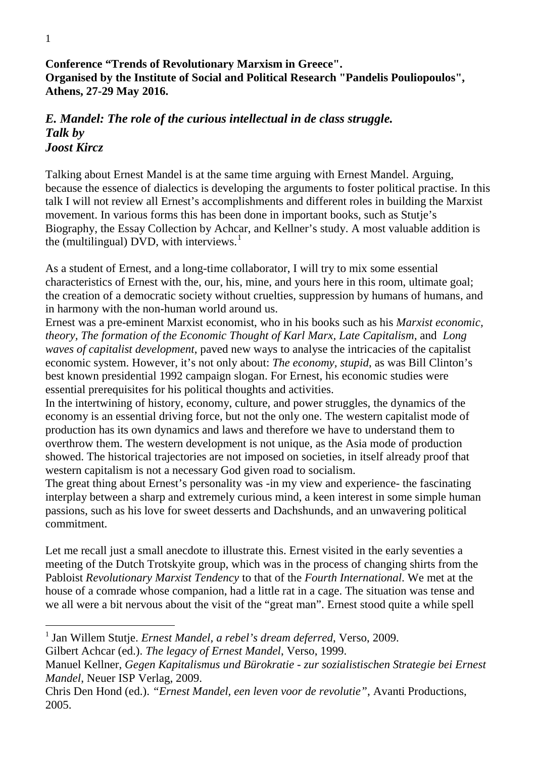**Conference "Trends of Revolutionary Marxism in Greece".**
**Organised by the Institute of Social and Political Research "Pandelis Pouliopoulos", Athens, 27-29 May 2016.**

## *E. Mandel: The role of the curious intellectual in de class struggle.*
## *Talk by*
## *Joost Kircz*

Talking about Ernest Mandel is at the same time arguing with Ernest Mandel. Arguing, because the essence of dialectics is developing the arguments to foster political practise. In this talk I will not review all Ernest's accomplishments and different roles in building the Marxist movement. In various forms this has been done in important books, such as Stutje's Biography, the Essay Collection by Achcar, and Kellner's study. A most valuable addition is the (multilingual) DVD, with interviews.[1]

As a student of Ernest, and a long-time collaborator, I will try to mix some essential characteristics of Ernest with the, our, his, mine, and yours here in this room, ultimate goal; the creation of a democratic society without cruelties, suppression by humans of humans, and in harmony with the non-human world around us.
Ernest was a pre-eminent Marxist economist, who in his books such as his *Marxist economic, theory*, *The formation of the Economic Thought of Karl Marx*, *Late Capitalism*, and *Long waves of capitalist development*, paved new ways to analyse the intricacies of the capitalist economic system. However, it's not only about: *The economy, stupid*, as was Bill Clinton's best known presidential 1992 campaign slogan. For Ernest, his economic studies were essential prerequisites for his political thoughts and activities.
In the intertwining of history, economy, culture, and power struggles, the dynamics of the economy is an essential driving force, but not the only one. The western capitalist mode of production has its own dynamics and laws and therefore we have to understand them to overthrow them. The western development is not unique, as the Asia mode of production showed. The historical trajectories are not imposed on societies, in itself already proof that western capitalism is not a necessary God given road to socialism.
The great thing about Ernest's personality was -in my view and experience- the fascinating interplay between a sharp and extremely curious mind, a keen interest in some simple human passions, such as his love for sweet desserts and Dachshunds, and an unwavering political commitment.

Let me recall just a small anecdote to illustrate this. Ernest visited in the early seventies a meeting of the Dutch Trotskyite group, which was in the process of changing shirts from the Pabloist *Revolutionary Marxist Tendency* to that of the *Fourth International*. We met at the house of a comrade whose companion, had a little rat in a cage. The situation was tense and we all were a bit nervous about the visit of the "great man". Ernest stood quite a while spell

---

[1] Jan Willem Stutje. *Ernest Mandel, a rebel's dream deferred*, Verso, 2009.
Gilbert Achcar (ed.). *The legacy of Ernest Mandel*, Verso, 1999.
Manuel Kellner, *Gegen Kapitalismus und Bürokratie - zur sozialistischen Strategie bei Ernest Mandel*, Neuer ISP Verlag, 2009.
Chris Den Hond (ed.). *"Ernest Mandel, een leven voor de revolutie"*, Avanti Productions, 2005.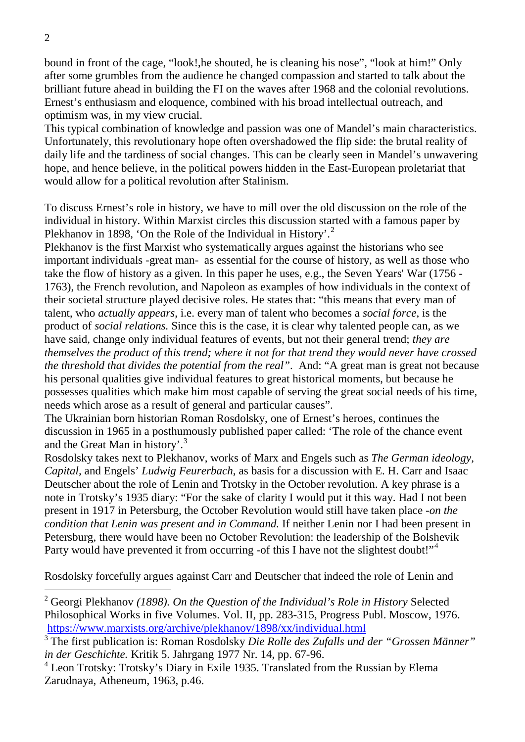bound in front of the cage, "look!,he shouted, he is cleaning his nose", "look at him!" Only after some grumbles from the audience he changed compassion and started to talk about the brilliant future ahead in building the FI on the waves after 1968 and the colonial revolutions. Ernest's enthusiasm and eloquence, combined with his broad intellectual outreach, and optimism was, in my view crucial.

This typical combination of knowledge and passion was one of Mandel's main characteristics. Unfortunately, this revolutionary hope often overshadowed the flip side: the brutal reality of daily life and the tardiness of social changes. This can be clearly seen in Mandel's unwavering hope, and hence believe, in the political powers hidden in the East-European proletariat that would allow for a political revolution after Stalinism.

To discuss Ernest's role in history, we have to mill over the old discussion on the role of the individual in history. Within Marxist circles this discussion started with a famous paper by Plekhanov in 1898, 'On the Role of the Individual in History'.[2]

Plekhanov is the first Marxist who systematically argues against the historians who see important individuals -great man- as essential for the course of history, as well as those who take the flow of history as a given. In this paper he uses, e.g., the Seven Years' War (1756 - 1763), the French revolution, and Napoleon as examples of how individuals in the context of their societal structure played decisive roles. He states that: "this means that every man of talent, who *actually appears*, i.e. every man of talent who becomes a *social force*, is the product of *social relations.* Since this is the case, it is clear why talented people can, as we have said, change only individual features of events, but not their general trend; *they are themselves the product of this trend; where it not for that trend they would never have crossed the threshold that divides the potential from the real"*. And: "A great man is great not because his personal qualities give individual features to great historical moments, but because he possesses qualities which make him most capable of serving the great social needs of his time, needs which arose as a result of general and particular causes".

The Ukrainian born historian Roman Rosdolsky, one of Ernest's heroes, continues the discussion in 1965 in a posthumously published paper called: 'The role of the chance event and the Great Man in history'.[3]

Rosdolsky takes next to Plekhanov, works of Marx and Engels such as *The German ideology*, *Capital*, and Engels' *Ludwig Feurerbach*, as basis for a discussion with E. H. Carr and Isaac Deutscher about the role of Lenin and Trotsky in the October revolution. A key phrase is a note in Trotsky's 1935 diary: "For the sake of clarity I would put it this way. Had I not been present in 1917 in Petersburg, the October Revolution would still have taken place -*on the condition that Lenin was present and in Command.* If neither Lenin nor I had been present in Petersburg, there would have been no October Revolution: the leadership of the Bolshevik Party would have prevented it from occurring -of this I have not the slightest doubt!"[4]

Rosdolsky forcefully argues against Carr and Deutscher that indeed the role of Lenin and

---

[2] Georgi Plekhanov *(1898). On the Question of the Individual's Role in History* Selected Philosophical Works in five Volumes. Vol. II, pp. 283-315, Progress Publ. Moscow, 1976. https://www.marxists.org/archive/plekhanov/1898/xx/individual.html

[3] The first publication is: Roman Rosdolsky *Die Rolle des Zufalls und der "Grossen Männer" in der Geschichte.* Kritik 5. Jahrgang 1977 Nr. 14, pp. 67-96.

[4] Leon Trotsky: Trotsky's Diary in Exile 1935. Translated from the Russian by Elema Zarudnaya, Atheneum, 1963, p.46.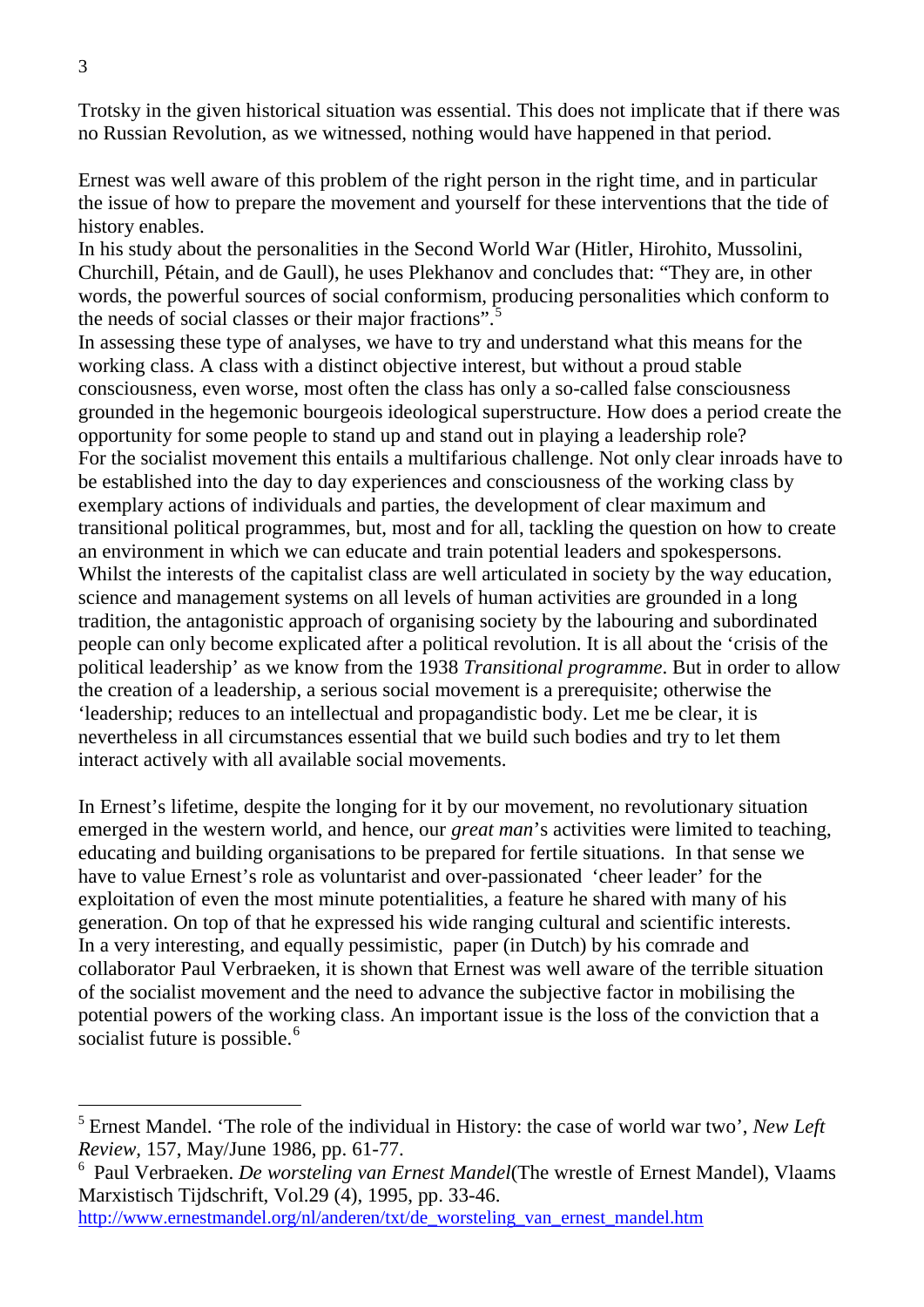Trotsky in the given historical situation was essential. This does not implicate that if there was no Russian Revolution, as we witnessed, nothing would have happened in that period.

Ernest was well aware of this problem of the right person in the right time, and in particular the issue of how to prepare the movement and yourself for these interventions that the tide of history enables.
In his study about the personalities in the Second World War (Hitler, Hirohito, Mussolini, Churchill, Pétain, and de Gaull), he uses Plekhanov and concludes that: "They are, in other words, the powerful sources of social conformism, producing personalities which conform to the needs of social classes or their major fractions".[5]
In assessing these type of analyses, we have to try and understand what this means for the working class. A class with a distinct objective interest, but without a proud stable consciousness, even worse, most often the class has only a so-called false consciousness grounded in the hegemonic bourgeois ideological superstructure. How does a period create the opportunity for some people to stand up and stand out in playing a leadership role?
For the socialist movement this entails a multifarious challenge. Not only clear inroads have to be established into the day to day experiences and consciousness of the working class by exemplary actions of individuals and parties, the development of clear maximum and transitional political programmes, but, most and for all, tackling the question on how to create an environment in which we can educate and train potential leaders and spokespersons. Whilst the interests of the capitalist class are well articulated in society by the way education, science and management systems on all levels of human activities are grounded in a long tradition, the antagonistic approach of organising society by the labouring and subordinated people can only become explicated after a political revolution. It is all about the 'crisis of the political leadership' as we know from the 1938 *Transitional programme*. But in order to allow the creation of a leadership, a serious social movement is a prerequisite; otherwise the 'leadership; reduces to an intellectual and propagandistic body. Let me be clear, it is nevertheless in all circumstances essential that we build such bodies and try to let them interact actively with all available social movements.

In Ernest's lifetime, despite the longing for it by our movement, no revolutionary situation emerged in the western world, and hence, our *great man*'s activities were limited to teaching, educating and building organisations to be prepared for fertile situations. In that sense we have to value Ernest's role as voluntarist and over-passionated 'cheer leader' for the exploitation of even the most minute potentialities, a feature he shared with many of his generation. On top of that he expressed his wide ranging cultural and scientific interests.
In a very interesting, and equally pessimistic, paper (in Dutch) by his comrade and collaborator Paul Verbraeken, it is shown that Ernest was well aware of the terrible situation of the socialist movement and the need to advance the subjective factor in mobilising the potential powers of the working class. An important issue is the loss of the conviction that a socialist future is possible.[6]

---

[5] Ernest Mandel. 'The role of the individual in History: the case of world war two', *New Left Review*, 157, May/June 1986, pp. 61-77.

[6] Paul Verbraeken. *De worsteling van Ernest Mandel*(The wrestle of Ernest Mandel), Vlaams Marxistisch Tijdschrift, Vol.29 (4), 1995, pp. 33-46.
http://www.ernestmandel.org/nl/anderen/txt/de_worsteling_van_ernest_mandel.htm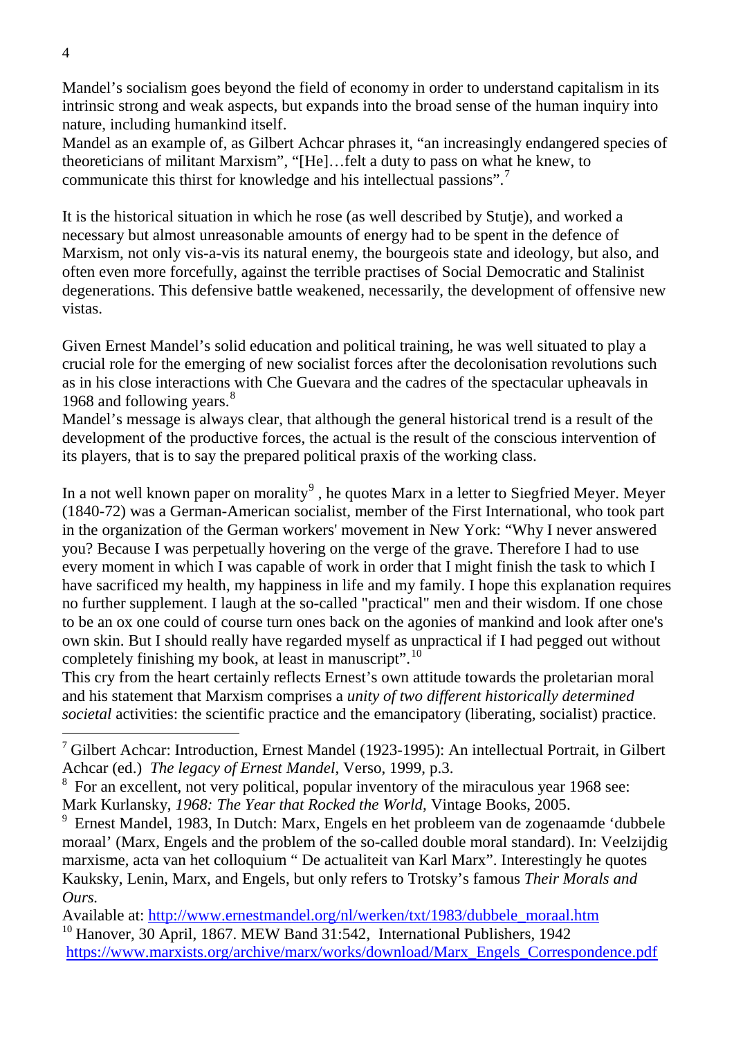Mandel's socialism goes beyond the field of economy in order to understand capitalism in its intrinsic strong and weak aspects, but expands into the broad sense of the human inquiry into nature, including humankind itself.
Mandel as an example of, as Gilbert Achcar phrases it, "an increasingly endangered species of theoreticians of militant Marxism", "[He]…felt a duty to pass on what he knew, to communicate this thirst for knowledge and his intellectual passions".[7]

It is the historical situation in which he rose (as well described by Stutje), and worked a necessary but almost unreasonable amounts of energy had to be spent in the defence of Marxism, not only vis-a-vis its natural enemy, the bourgeois state and ideology, but also, and often even more forcefully, against the terrible practises of Social Democratic and Stalinist degenerations. This defensive battle weakened, necessarily, the development of offensive new vistas.

Given Ernest Mandel's solid education and political training, he was well situated to play a crucial role for the emerging of new socialist forces after the decolonisation revolutions such as in his close interactions with Che Guevara and the cadres of the spectacular upheavals in 1968 and following years.[8]
Mandel's message is always clear, that although the general historical trend is a result of the development of the productive forces, the actual is the result of the conscious intervention of its players, that is to say the prepared political praxis of the working class.

In a not well known paper on morality[9] , he quotes Marx in a letter to Siegfried Meyer. Meyer (1840-72) was a German-American socialist, member of the First International, who took part in the organization of the German workers' movement in New York: "Why I never answered you? Because I was perpetually hovering on the verge of the grave. Therefore I had to use every moment in which I was capable of work in order that I might finish the task to which I have sacrificed my health, my happiness in life and my family. I hope this explanation requires no further supplement. I laugh at the so-called "practical" men and their wisdom. If one chose to be an ox one could of course turn ones back on the agonies of mankind and look after one's own skin. But I should really have regarded myself as unpractical if I had pegged out without completely finishing my book, at least in manuscript".[10]
This cry from the heart certainly reflects Ernest's own attitude towards the proletarian moral and his statement that Marxism comprises a *unity of two different historically determined societal* activities: the scientific practice and the emancipatory (liberating, socialist) practice.

---

[7] Gilbert Achcar: Introduction, Ernest Mandel (1923-1995): An intellectual Portrait, in Gilbert Achcar (ed.) *The legacy of Ernest Mandel*, Verso, 1999, p.3.

[8] For an excellent, not very political, popular inventory of the miraculous year 1968 see: Mark Kurlansky, *1968: The Year that Rocked the World*, Vintage Books, 2005.

[9] Ernest Mandel, 1983, In Dutch: Marx, Engels en het probleem van de zogenaamde 'dubbele moraal' (Marx, Engels and the problem of the so-called double moral standard). In: Veelzijdig marxisme, acta van het colloquium " De actualiteit van Karl Marx". Interestingly he quotes Kauksky, Lenin, Marx, and Engels, but only refers to Trotsky's famous *Their Morals and Ours.*
Available at: http://www.ernestmandel.org/nl/werken/txt/1983/dubbele_moraal.htm

[10] Hanover, 30 April, 1867. MEW Band 31:542, International Publishers, 1942
https://www.marxists.org/archive/marx/works/download/Marx_Engels_Correspondence.pdf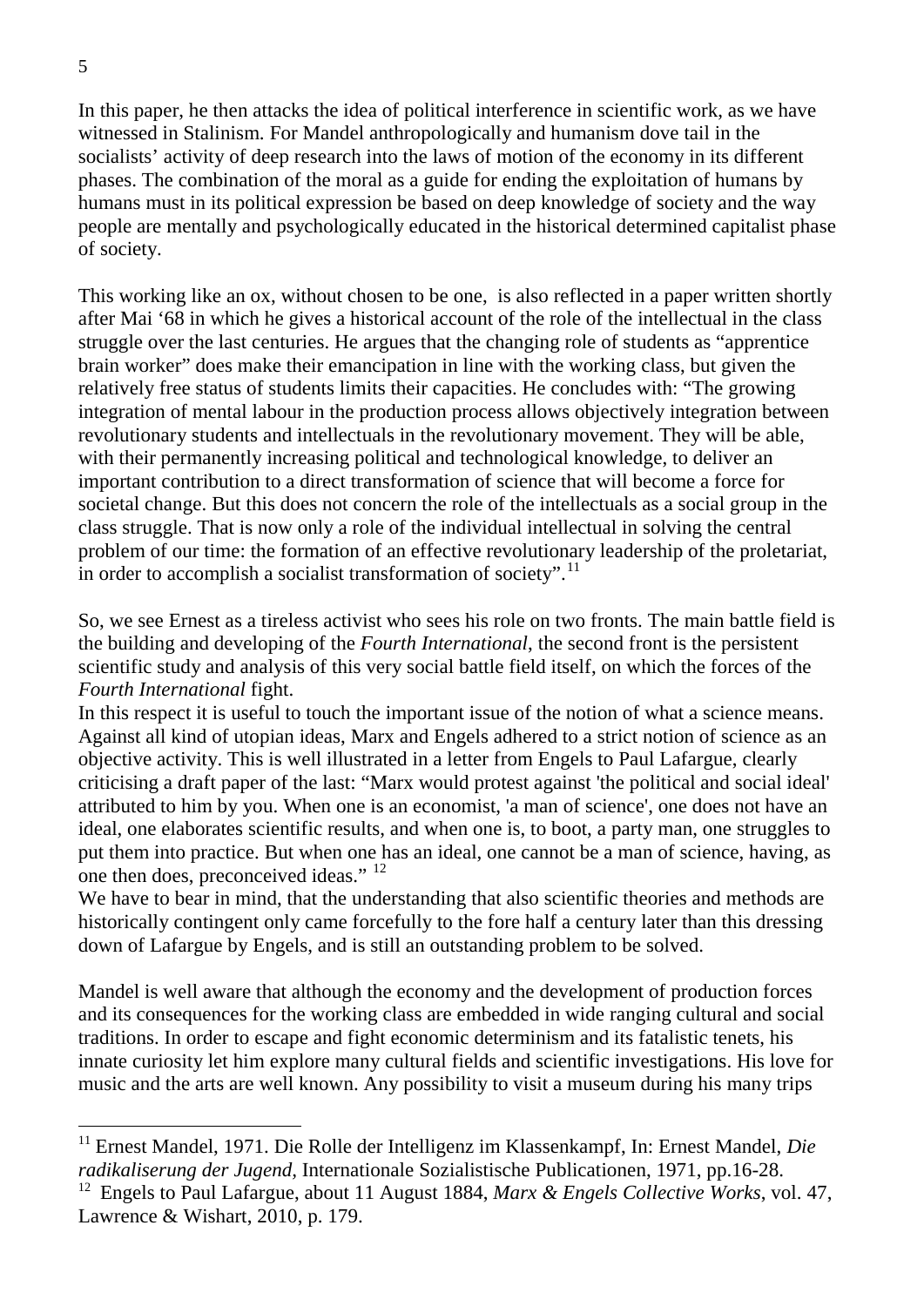In this paper, he then attacks the idea of political interference in scientific work, as we have witnessed in Stalinism. For Mandel anthropologically and humanism dove tail in the socialists' activity of deep research into the laws of motion of the economy in its different phases. The combination of the moral as a guide for ending the exploitation of humans by humans must in its political expression be based on deep knowledge of society and the way people are mentally and psychologically educated in the historical determined capitalist phase of society.

This working like an ox, without chosen to be one, is also reflected in a paper written shortly after Mai '68 in which he gives a historical account of the role of the intellectual in the class struggle over the last centuries. He argues that the changing role of students as "apprentice brain worker" does make their emancipation in line with the working class, but given the relatively free status of students limits their capacities. He concludes with: "The growing integration of mental labour in the production process allows objectively integration between revolutionary students and intellectuals in the revolutionary movement. They will be able, with their permanently increasing political and technological knowledge, to deliver an important contribution to a direct transformation of science that will become a force for societal change. But this does not concern the role of the intellectuals as a social group in the class struggle. That is now only a role of the individual intellectual in solving the central problem of our time: the formation of an effective revolutionary leadership of the proletariat, in order to accomplish a socialist transformation of society".[11]

So, we see Ernest as a tireless activist who sees his role on two fronts. The main battle field is the building and developing of the *Fourth International*, the second front is the persistent scientific study and analysis of this very social battle field itself, on which the forces of the *Fourth International* fight.
In this respect it is useful to touch the important issue of the notion of what a science means. Against all kind of utopian ideas, Marx and Engels adhered to a strict notion of science as an objective activity. This is well illustrated in a letter from Engels to Paul Lafargue, clearly criticising a draft paper of the last: "Marx would protest against 'the political and social ideal' attributed to him by you. When one is an economist, 'a man of science', one does not have an ideal, one elaborates scientific results, and when one is, to boot, a party man, one struggles to put them into practice. But when one has an ideal, one cannot be a man of science, having, as one then does, preconceived ideas." [12]
We have to bear in mind, that the understanding that also scientific theories and methods are historically contingent only came forcefully to the fore half a century later than this dressing down of Lafargue by Engels, and is still an outstanding problem to be solved.

Mandel is well aware that although the economy and the development of production forces and its consequences for the working class are embedded in wide ranging cultural and social traditions. In order to escape and fight economic determinism and its fatalistic tenets, his innate curiosity let him explore many cultural fields and scientific investigations. His love for music and the arts are well known. Any possibility to visit a museum during his many trips

---

[11] Ernest Mandel, 1971. Die Rolle der Intelligenz im Klassenkampf, In: Ernest Mandel, *Die radikaliserung der Jugend*, Internationale Sozialistische Publicationen, 1971, pp.16-28.
[12] Engels to Paul Lafargue, about 11 August 1884, *Marx & Engels Collective Works*, vol. 47, Lawrence & Wishart, 2010, p. 179.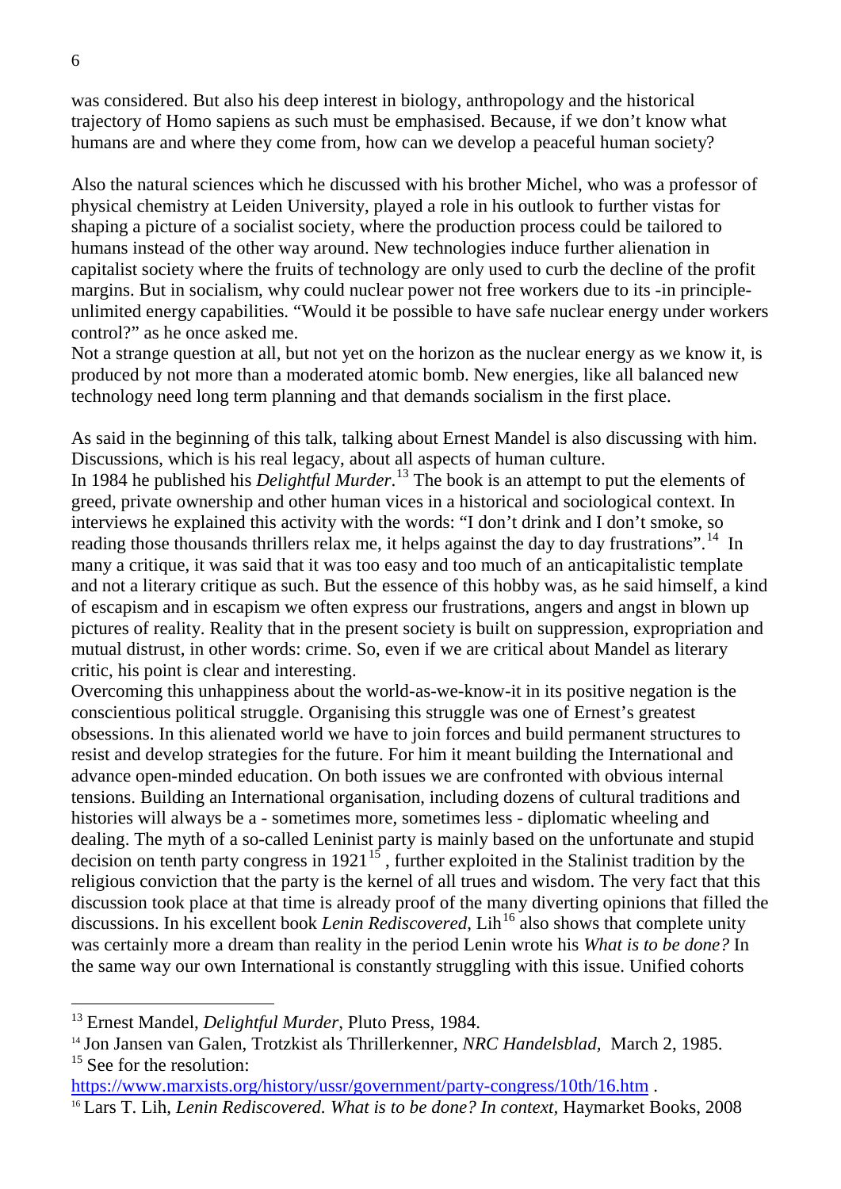was considered. But also his deep interest in biology, anthropology and the historical trajectory of Homo sapiens as such must be emphasised. Because, if we don't know what humans are and where they come from, how can we develop a peaceful human society?

Also the natural sciences which he discussed with his brother Michel, who was a professor of physical chemistry at Leiden University, played a role in his outlook to further vistas for shaping a picture of a socialist society, where the production process could be tailored to humans instead of the other way around. New technologies induce further alienation in capitalist society where the fruits of technology are only used to curb the decline of the profit margins. But in socialism, why could nuclear power not free workers due to its -in principle- unlimited energy capabilities. "Would it be possible to have safe nuclear energy under workers control?" as he once asked me.

Not a strange question at all, but not yet on the horizon as the nuclear energy as we know it, is produced by not more than a moderated atomic bomb. New energies, like all balanced new technology need long term planning and that demands socialism in the first place.

As said in the beginning of this talk, talking about Ernest Mandel is also discussing with him. Discussions, which is his real legacy, about all aspects of human culture.

In 1984 he published his *Delightful Murder*.[13] The book is an attempt to put the elements of greed, private ownership and other human vices in a historical and sociological context. In interviews he explained this activity with the words: "I don't drink and I don't smoke, so reading those thousands thrillers relax me, it helps against the day to day frustrations".[14] In many a critique, it was said that it was too easy and too much of an anticapitalistic template and not a literary critique as such. But the essence of this hobby was, as he said himself, a kind of escapism and in escapism we often express our frustrations, angers and angst in blown up pictures of reality. Reality that in the present society is built on suppression, expropriation and mutual distrust, in other words: crime. So, even if we are critical about Mandel as literary critic, his point is clear and interesting.

Overcoming this unhappiness about the world-as-we-know-it in its positive negation is the conscientious political struggle. Organising this struggle was one of Ernest's greatest obsessions. In this alienated world we have to join forces and build permanent structures to resist and develop strategies for the future. For him it meant building the International and advance open-minded education. On both issues we are confronted with obvious internal tensions. Building an International organisation, including dozens of cultural traditions and histories will always be a - sometimes more, sometimes less - diplomatic wheeling and dealing. The myth of a so-called Leninist party is mainly based on the unfortunate and stupid decision on tenth party congress in 1921[15], further exploited in the Stalinist tradition by the religious conviction that the party is the kernel of all trues and wisdom. The very fact that this discussion took place at that time is already proof of the many diverting opinions that filled the discussions. In his excellent book *Lenin Rediscovered*, Lih[16] also shows that complete unity was certainly more a dream than reality in the period Lenin wrote his *What is to be done?* In the same way our own International is constantly struggling with this issue. Unified cohorts

---

[13] Ernest Mandel, *Delightful Murder*, Pluto Press, 1984.

[14] Jon Jansen van Galen, Trotzkist als Thrillerkenner, *NRC Handelsblad*, March 2, 1985.

[15] See for the resolution: https://www.marxists.org/history/ussr/government/party-congress/10th/16.htm .

[16] Lars T. Lih, *Lenin Rediscovered. What is to be done? In context*, Haymarket Books, 2008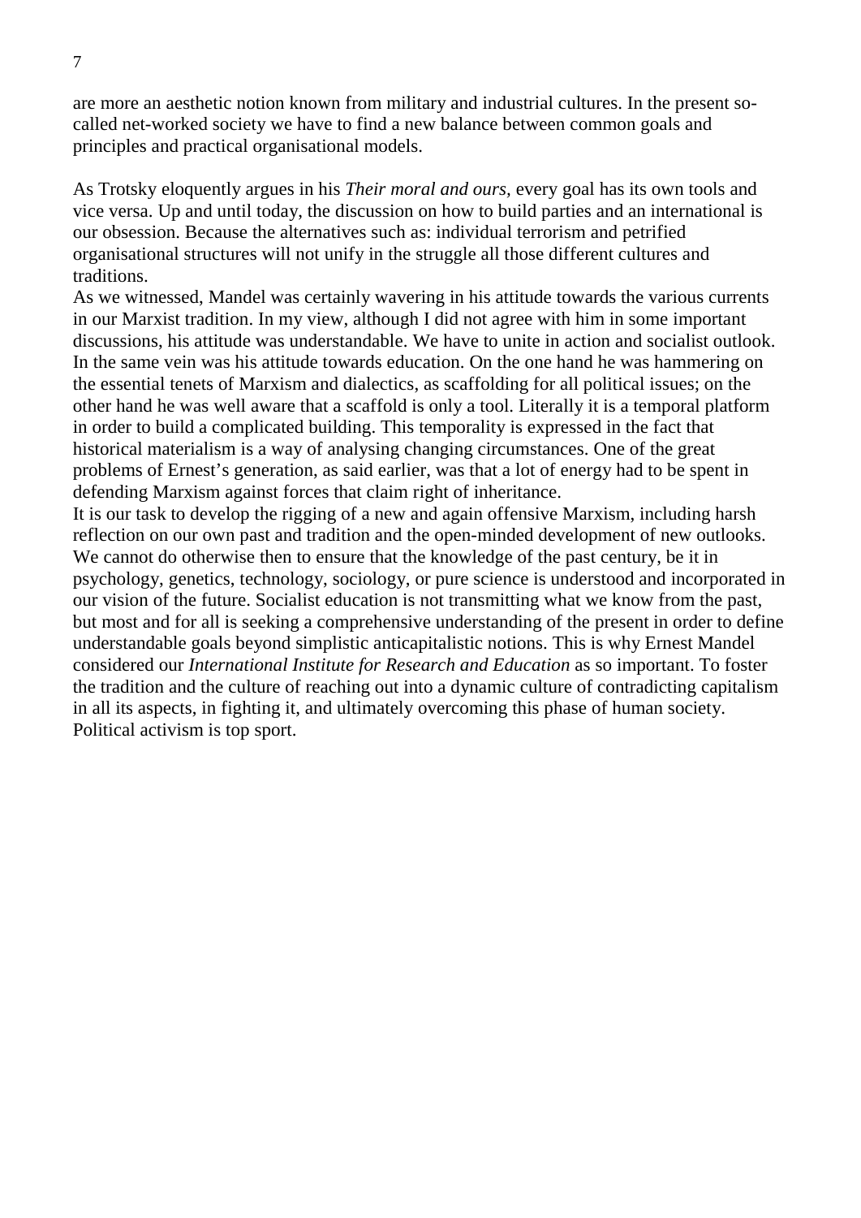are more an aesthetic notion known from military and industrial cultures. In the present so-called net-worked society we have to find a new balance between common goals and principles and practical organisational models.

As Trotsky eloquently argues in his *Their moral and ours*, every goal has its own tools and vice versa. Up and until today, the discussion on how to build parties and an international is our obsession. Because the alternatives such as: individual terrorism and petrified organisational structures will not unify in the struggle all those different cultures and traditions.

As we witnessed, Mandel was certainly wavering in his attitude towards the various currents in our Marxist tradition. In my view, although I did not agree with him in some important discussions, his attitude was understandable. We have to unite in action and socialist outlook. In the same vein was his attitude towards education. On the one hand he was hammering on the essential tenets of Marxism and dialectics, as scaffolding for all political issues; on the other hand he was well aware that a scaffold is only a tool. Literally it is a temporal platform in order to build a complicated building. This temporality is expressed in the fact that historical materialism is a way of analysing changing circumstances. One of the great problems of Ernest's generation, as said earlier, was that a lot of energy had to be spent in defending Marxism against forces that claim right of inheritance.

It is our task to develop the rigging of a new and again offensive Marxism, including harsh reflection on our own past and tradition and the open-minded development of new outlooks. We cannot do otherwise then to ensure that the knowledge of the past century, be it in psychology, genetics, technology, sociology, or pure science is understood and incorporated in our vision of the future. Socialist education is not transmitting what we know from the past, but most and for all is seeking a comprehensive understanding of the present in order to define understandable goals beyond simplistic anticapitalistic notions. This is why Ernest Mandel considered our *International Institute for Research and Education* as so important. To foster the tradition and the culture of reaching out into a dynamic culture of contradicting capitalism in all its aspects, in fighting it, and ultimately overcoming this phase of human society. Political activism is top sport.